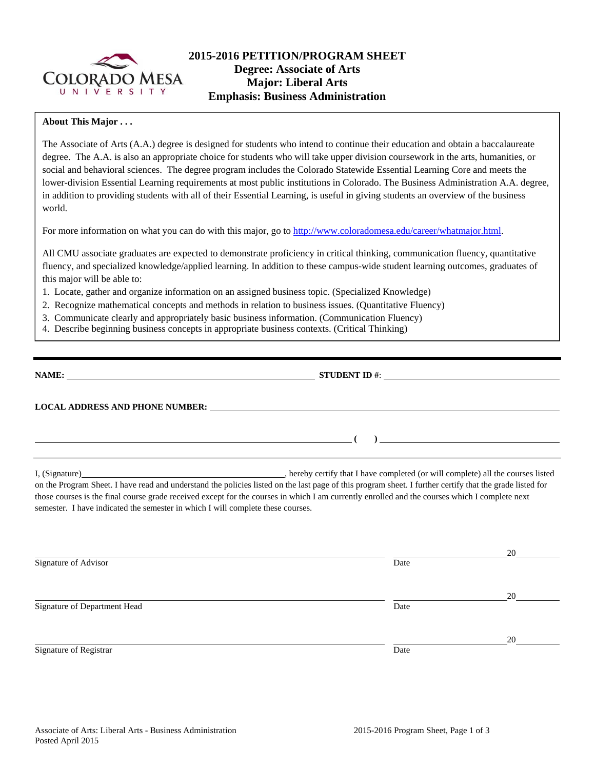# 2015-2016 PETITION/PROGRAM SHEET

**Degree: Associate of Arts**
**Major: Liberal Arts**
**Emphasis: Business Administration**

**About This Major . . .**

The Associate of Arts (A.A.) degree is designed for students who intend to continue their education and obtain a baccalaureate degree. The A.A. is also an appropriate choice for students who will take upper division coursework in the arts, humanities, or social and behavioral sciences. The degree program includes the Colorado Statewide Essential Learning Core and meets the lower-division Essential Learning requirements at most public institutions in Colorado. The Business Administration A.A. degree, in addition to providing students with all of their Essential Learning, is useful in giving students an overview of the business world.

For more information on what you can do with this major, go to http://www.coloradomesa.edu/career/whatmajor.html.

All CMU associate graduates are expected to demonstrate proficiency in critical thinking, communication fluency, quantitative fluency, and specialized knowledge/applied learning. In addition to these campus-wide student learning outcomes, graduates of this major will be able to:

1. Locate, gather and organize information on an assigned business topic. (Specialized Knowledge)
2. Recognize mathematical concepts and methods in relation to business issues. (Quantitative Fluency)
3. Communicate clearly and appropriately basic business information. (Communication Fluency)
4. Describe beginning business concepts in appropriate business contexts. (Critical Thinking)

---

**NAME:** ______________________________ **STUDENT ID #**: ______________________________

**LOCAL ADDRESS AND PHONE NUMBER:** ______________________________

______________________________ **( )** ______________________________

---

I, (Signature)______________________________, hereby certify that I have completed (or will complete) all the courses listed on the Program Sheet. I have read and understand the policies listed on the last page of this program sheet. I further certify that the grade listed for those courses is the final course grade received except for the courses in which I am currently enrolled and the courses which I complete next semester. I have indicated the semester in which I will complete these courses.

______________________________ ______________20______
Signature of Advisor Date

______________________________ ______________20______
Signature of Department Head Date

______________________________ ______________20______
Signature of Registrar Date

Associate of Arts: Liberal Arts - Business Administration
Posted April 2015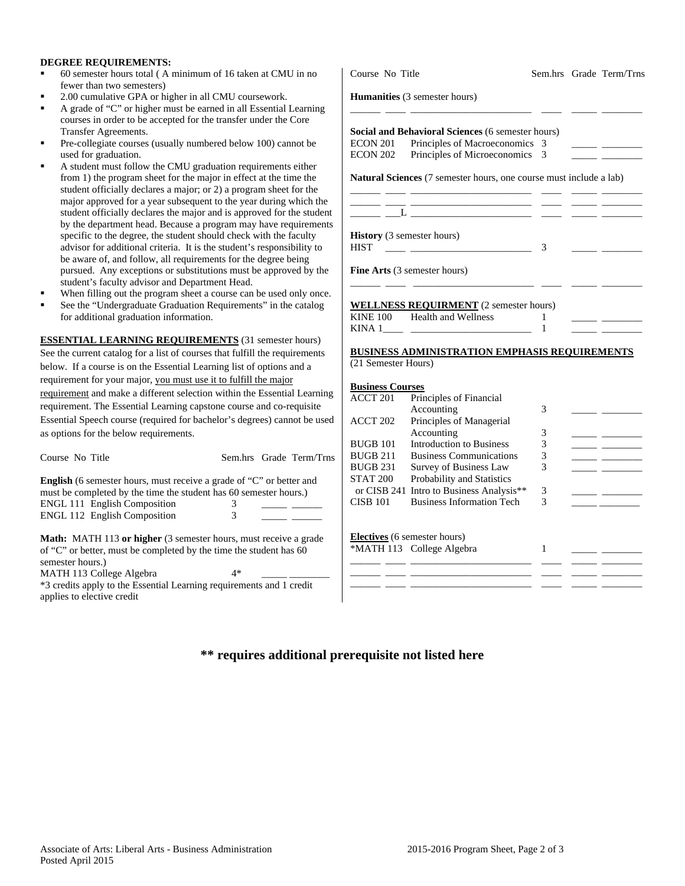**DEGREE REQUIREMENTS:**

- 60 semester hours total ( A minimum of 16 taken at CMU in no fewer than two semesters)
- 2.00 cumulative GPA or higher in all CMU coursework.
- A grade of "C" or higher must be earned in all Essential Learning courses in order to be accepted for the transfer under the Core Transfer Agreements.
- Pre-collegiate courses (usually numbered below 100) cannot be used for graduation.
- A student must follow the CMU graduation requirements either from 1) the program sheet for the major in effect at the time the student officially declares a major; or 2) a program sheet for the major approved for a year subsequent to the year during which the student officially declares the major and is approved for the student by the department head. Because a program may have requirements specific to the degree, the student should check with the faculty advisor for additional criteria. It is the student's responsibility to be aware of, and follow, all requirements for the degree being pursued. Any exceptions or substitutions must be approved by the student's faculty advisor and Department Head.
- When filling out the program sheet a course can be used only once.
- See the "Undergraduate Graduation Requirements" in the catalog for additional graduation information.

**ESSENTIAL LEARNING REQUIREMENTS** (31 semester hours)
See the current catalog for a list of courses that fulfill the requirements below. If a course is on the Essential Learning list of options and a requirement for your major, you must use it to fulfill the major requirement and make a different selection within the Essential Learning requirement. The Essential Learning capstone course and co-requisite Essential Speech course (required for bachelor's degrees) cannot be used as options for the below requirements.

| Course No | Title | Sem.hrs | Grade | Term/Trns |
|---|---|---|---|---|
| **English** (6 semester hours, must receive a grade of "C" or better and must be completed by the time the student has 60 semester hours.) | | | | |
| ENGL 111 | English Composition | 3 | _____ | ______ |
| ENGL 112 | English Composition | 3 | _____ | ______ |
| **Math:** MATH 113 **or higher** (3 semester hours, must receive a grade of "C" or better, must be completed by the time the student has 60 semester hours.) | | | | |
| MATH 113 | College Algebra | 4* | _____ | ________ |

*3 credits apply to the Essential Learning requirements and 1 credit applies to elective credit

| Course No | Title | Sem.hrs | Grade | Term/Trns |
|---|---|---|---|---|
| **Humanities** (3 semester hours) | | | | |
| ______ ____ | ________________________ | ____ | _____ | ________ |
| **Social and Behavioral Sciences** (6 semester hours) | | | | |
| ECON 201 | Principles of Macroeconomics | 3 | _____ | ________ |
| ECON 202 | Principles of Microeconomics | 3 | _____ | ________ |
| **Natural Sciences** (7 semester hours, one course must include a lab) | | | | |
| ______ ____ | ________________________ | ____ | _____ | ________ |
| ______ ____ | ________________________ | ____ | _____ | ________ |
| ______ ___L | ________________________ | ____ | _____ | ________ |
| **History** (3 semester hours) | | | | |
| HIST ____ | ________________________ | 3 | _____ | ________ |
| **Fine Arts** (3 semester hours) | | | | |
| ______ ____ | ________________________ | ____ | _____ | ________ |

**WELLNESS REQUIRMENT** (2 semester hours)

| Course No | Title | Sem.hrs | Grade | Term/Trns |
|---|---|---|---|---|
| KINE 100 | Health and Wellness | 1 | _____ | ________ |
| KINA 1____ | ________________________ | 1 | _____ | ________ |

**BUSINESS ADMINISTRATION EMPHASIS REQUIREMENTS**
(21 Semester Hours)

**Business Courses**

| Course No | Title | Sem.hrs | Grade | Term/Trns |
|---|---|---|---|---|
| ACCT 201 | Principles of Financial Accounting | 3 | _____ | ________ |
| ACCT 202 | Principles of Managerial Accounting | 3 | _____ | ________ |
| BUGB 101 | Introduction to Business | 3 | _____ | ________ |
| BUGB 211 | Business Communications | 3 | _____ | ________ |
| BUGB 231 | Survey of Business Law | 3 | _____ | ________ |
| STAT 200 or CISB 241 | Probability and Statistics or Intro to Business Analysis** | 3 | _____ | ________ |
| CISB 101 | Business Information Tech | 3 | _____ | ________ |

**Electives** (6 semester hours)

| Course No | Title | Sem.hrs | Grade | Term/Trns |
|---|---|---|---|---|
| *MATH 113 | College Algebra | 1 | _____ | ________ |
| ______ ____ | ________________________ | ____ | _____ | ________ |
| ______ ____ | ________________________ | ____ | _____ | ________ |
| ______ ____ | ________________________ | ____ | _____ | ________ |

**\*\* requires additional prerequisite not listed here**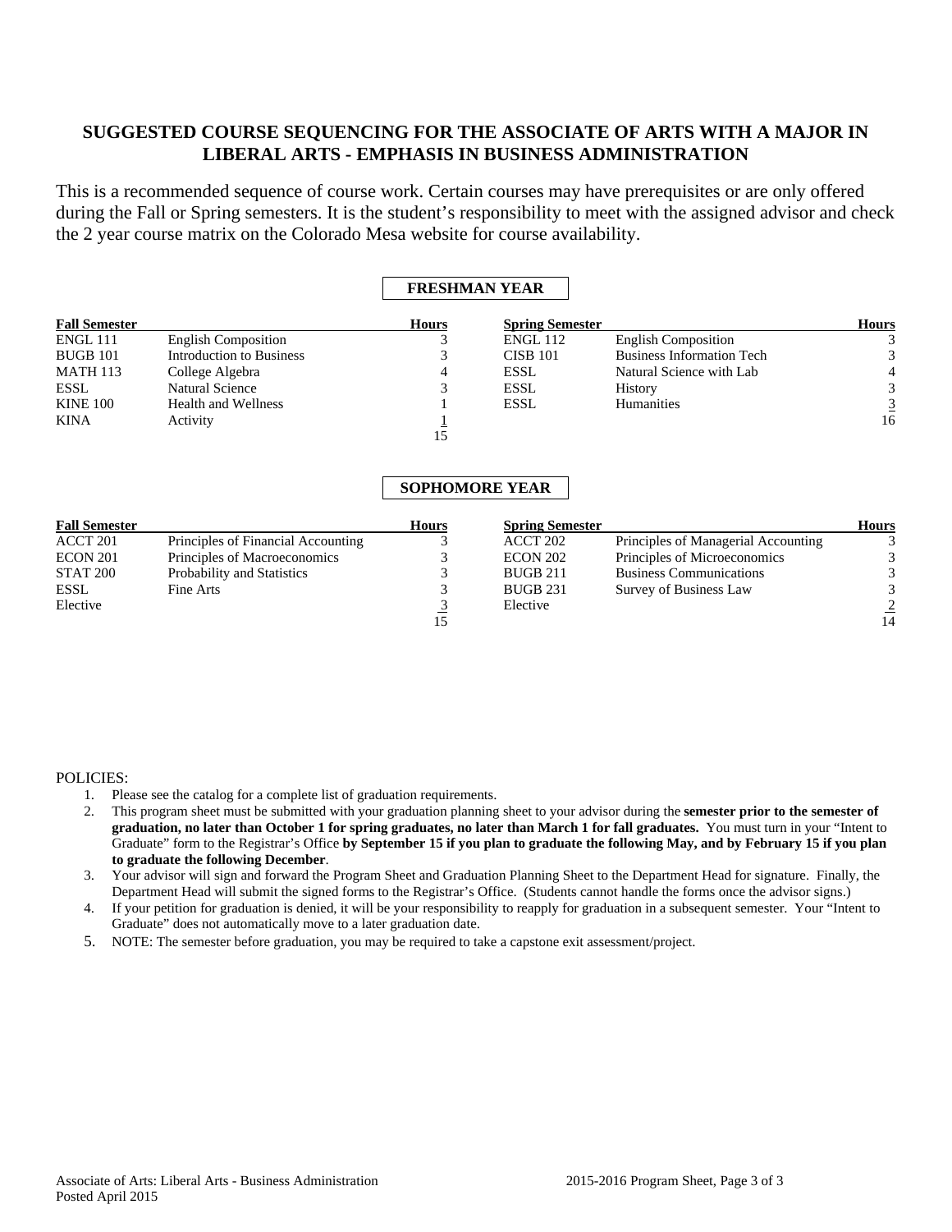## SUGGESTED COURSE SEQUENCING FOR THE ASSOCIATE OF ARTS WITH A MAJOR IN LIBERAL ARTS - EMPHASIS IN BUSINESS ADMINISTRATION

This is a recommended sequence of course work. Certain courses may have prerequisites or are only offered during the Fall or Spring semesters. It is the student's responsibility to meet with the assigned advisor and check the 2 year course matrix on the Colorado Mesa website for course availability.

### FRESHMAN YEAR

| Fall Semester | | Hours | Spring Semester | | Hours |
|---|---|---|---|---|---|
| ENGL 111 | English Composition | 3 | ENGL 112 | English Composition | 3 |
| BUGB 101 | Introduction to Business | 3 | CISB 101 | Business Information Tech | 3 |
| MATH 113 | College Algebra | 4 | ESSL | Natural Science with Lab | 4 |
| ESSL | Natural Science | 3 | ESSL | History | 3 |
| KINE 100 | Health and Wellness | 1 | ESSL | Humanities | 3 |
| KINA | Activity | 1 | | | 16 |
| | | 15 | | | |

### SOPHOMORE YEAR

| Fall Semester | | Hours | Spring Semester | | Hours |
|---|---|---|---|---|---|
| ACCT 201 | Principles of Financial Accounting | 3 | ACCT 202 | Principles of Managerial Accounting | 3 |
| ECON 201 | Principles of Macroeconomics | 3 | ECON 202 | Principles of Microeconomics | 3 |
| STAT 200 | Probability and Statistics | 3 | BUGB 211 | Business Communications | 3 |
| ESSL | Fine Arts | 3 | BUGB 231 | Survey of Business Law | 3 |
| Elective | | 3 | Elective | | 2 |
| | | 15 | | | 14 |

POLICIES:

1. Please see the catalog for a complete list of graduation requirements.
2. This program sheet must be submitted with your graduation planning sheet to your advisor during the **semester prior to the semester of graduation, no later than October 1 for spring graduates, no later than March 1 for fall graduates.** You must turn in your "Intent to Graduate" form to the Registrar's Office **by September 15 if you plan to graduate the following May, and by February 15 if you plan to graduate the following December**.
3. Your advisor will sign and forward the Program Sheet and Graduation Planning Sheet to the Department Head for signature. Finally, the Department Head will submit the signed forms to the Registrar's Office. (Students cannot handle the forms once the advisor signs.)
4. If your petition for graduation is denied, it will be your responsibility to reapply for graduation in a subsequent semester. Your "Intent to Graduate" does not automatically move to a later graduation date.
5. NOTE: The semester before graduation, you may be required to take a capstone exit assessment/project.